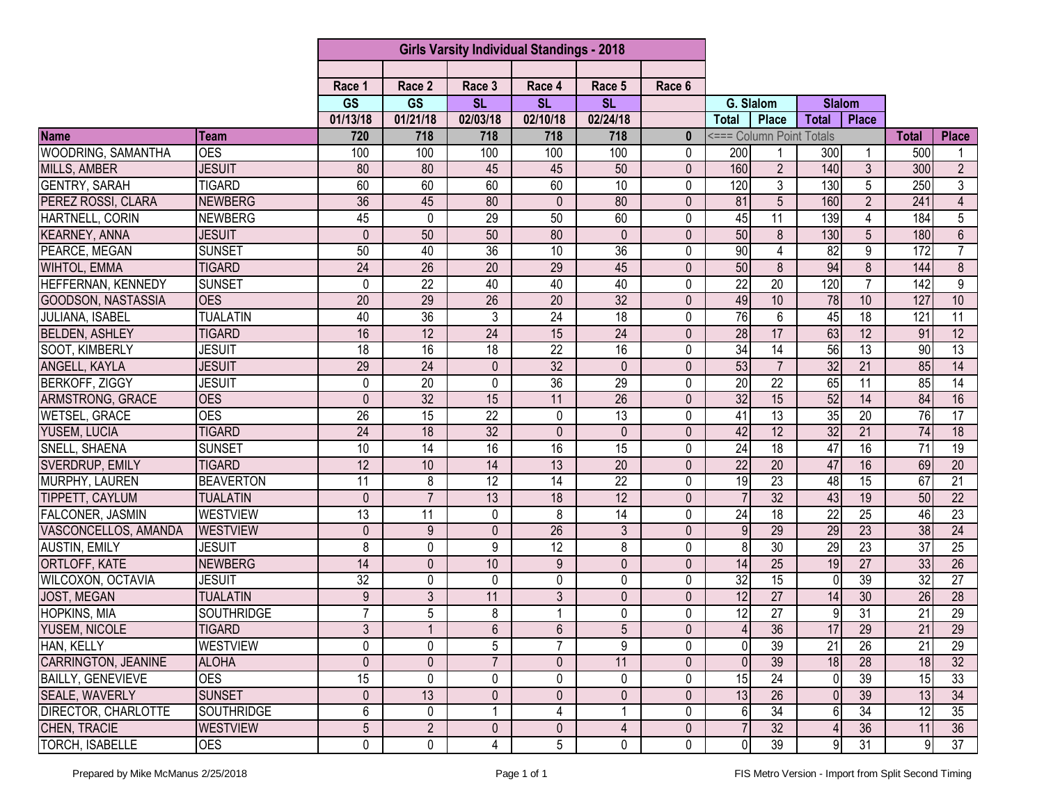# Girls Varsity Individual Standings - 2018

| Name | Team | Race 1 | Race 2 | Race 3 | Race 4 | Race 5 | Race 6 | G. Slalom | | Slalom | | | |
|---|---|---|---|---|---|---|---|---|---|---|---|---|---|
| | | GS | GS | SL | SL | SL | | Total | Place | Total | Place | | |
| | | 01/13/18 | 01/21/18 | 02/03/18 | 02/10/18 | 02/24/18 | | | | | | | |
| | | 720 | 718 | 718 | 718 | 718 | 0 | <=== Column Point Totals | | | | Total | Place |
| WOODRING, SAMANTHA | OES | 100 | 100 | 100 | 100 | 100 | 0 | 200 | 1 | 300 | 1 | 500 | 1 |
| MILLS, AMBER | JESUIT | 80 | 80 | 45 | 45 | 50 | 0 | 160 | 2 | 140 | 3 | 300 | 2 |
| GENTRY, SARAH | TIGARD | 60 | 60 | 60 | 60 | 10 | 0 | 120 | 3 | 130 | 5 | 250 | 3 |
| PEREZ ROSSI, CLARA | NEWBERG | 36 | 45 | 80 | 0 | 80 | 0 | 81 | 5 | 160 | 2 | 241 | 4 |
| HARTNELL, CORIN | NEWBERG | 45 | 0 | 29 | 50 | 60 | 0 | 45 | 11 | 139 | 4 | 184 | 5 |
| KEARNEY, ANNA | JESUIT | 0 | 50 | 50 | 80 | 0 | 0 | 50 | 8 | 130 | 5 | 180 | 6 |
| PEARCE, MEGAN | SUNSET | 50 | 40 | 36 | 10 | 36 | 0 | 90 | 4 | 82 | 9 | 172 | 7 |
| WIHTOL, EMMA | TIGARD | 24 | 26 | 20 | 29 | 45 | 0 | 50 | 8 | 94 | 8 | 144 | 8 |
| HEFFERNAN, KENNEDY | SUNSET | 0 | 22 | 40 | 40 | 40 | 0 | 22 | 20 | 120 | 7 | 142 | 9 |
| GOODSON, NASTASSIA | OES | 20 | 29 | 26 | 20 | 32 | 0 | 49 | 10 | 78 | 10 | 127 | 10 |
| JULIANA, ISABEL | TUALATIN | 40 | 36 | 3 | 24 | 18 | 0 | 76 | 6 | 45 | 18 | 121 | 11 |
| BELDEN, ASHLEY | TIGARD | 16 | 12 | 24 | 15 | 24 | 0 | 28 | 17 | 63 | 12 | 91 | 12 |
| SOOT, KIMBERLY | JESUIT | 18 | 16 | 18 | 22 | 16 | 0 | 34 | 14 | 56 | 13 | 90 | 13 |
| ANGELL, KAYLA | JESUIT | 29 | 24 | 0 | 32 | 0 | 0 | 53 | 7 | 32 | 21 | 85 | 14 |
| BERKOFF, ZIGGY | JESUIT | 0 | 20 | 0 | 36 | 29 | 0 | 20 | 22 | 65 | 11 | 85 | 14 |
| ARMSTRONG, GRACE | OES | 0 | 32 | 15 | 11 | 26 | 0 | 32 | 15 | 52 | 14 | 84 | 16 |
| WETSEL, GRACE | OES | 26 | 15 | 22 | 0 | 13 | 0 | 41 | 13 | 35 | 20 | 76 | 17 |
| YUSEM, LUCIA | TIGARD | 24 | 18 | 32 | 0 | 0 | 0 | 42 | 12 | 32 | 21 | 74 | 18 |
| SNELL, SHAENA | SUNSET | 10 | 14 | 16 | 16 | 15 | 0 | 24 | 18 | 47 | 16 | 71 | 19 |
| SVERDRUP, EMILY | TIGARD | 12 | 10 | 14 | 13 | 20 | 0 | 22 | 20 | 47 | 16 | 69 | 20 |
| MURPHY, LAUREN | BEAVERTON | 11 | 8 | 12 | 14 | 22 | 0 | 19 | 23 | 48 | 15 | 67 | 21 |
| TIPPETT, CAYLUM | TUALATIN | 0 | 7 | 13 | 18 | 12 | 0 | 7 | 32 | 43 | 19 | 50 | 22 |
| FALCONER, JASMIN | WESTVIEW | 13 | 11 | 0 | 8 | 14 | 0 | 24 | 18 | 22 | 25 | 46 | 23 |
| VASCONCELLOS, AMANDA | WESTVIEW | 0 | 9 | 0 | 26 | 3 | 0 | 9 | 29 | 29 | 23 | 38 | 24 |
| AUSTIN, EMILY | JESUIT | 8 | 0 | 9 | 12 | 8 | 0 | 8 | 30 | 29 | 23 | 37 | 25 |
| ORTLOFF, KATE | NEWBERG | 14 | 0 | 10 | 9 | 0 | 0 | 14 | 25 | 19 | 27 | 33 | 26 |
| WILCOXON, OCTAVIA | JESUIT | 32 | 0 | 0 | 0 | 0 | 0 | 32 | 15 | 0 | 39 | 32 | 27 |
| JOST, MEGAN | TUALATIN | 9 | 3 | 11 | 3 | 0 | 0 | 12 | 27 | 14 | 30 | 26 | 28 |
| HOPKINS, MIA | SOUTHRIDGE | 7 | 5 | 8 | 1 | 0 | 0 | 12 | 27 | 9 | 31 | 21 | 29 |
| YUSEM, NICOLE | TIGARD | 3 | 1 | 6 | 6 | 5 | 0 | 4 | 36 | 17 | 29 | 21 | 29 |
| HAN, KELLY | WESTVIEW | 0 | 0 | 5 | 7 | 9 | 0 | 0 | 39 | 21 | 26 | 21 | 29 |
| CARRINGTON, JEANINE | ALOHA | 0 | 0 | 7 | 0 | 11 | 0 | 0 | 39 | 18 | 28 | 18 | 32 |
| BAILLY, GENEVIEVE | OES | 15 | 0 | 0 | 0 | 0 | 0 | 15 | 24 | 0 | 39 | 15 | 33 |
| SEALE, WAVERLY | SUNSET | 0 | 13 | 0 | 0 | 0 | 0 | 13 | 26 | 0 | 39 | 13 | 34 |
| DIRECTOR, CHARLOTTE | SOUTHRIDGE | 6 | 0 | 1 | 4 | 1 | 0 | 6 | 34 | 6 | 34 | 12 | 35 |
| CHEN, TRACIE | WESTVIEW | 5 | 2 | 0 | 0 | 4 | 0 | 7 | 32 | 4 | 36 | 11 | 36 |
| TORCH, ISABELLE | OES | 0 | 0 | 4 | 5 | 0 | 0 | 0 | 39 | 9 | 31 | 9 | 37 |

Prepared by Mike McManus 2/25/2018

FIS Metro Version - Import from Split Second Timing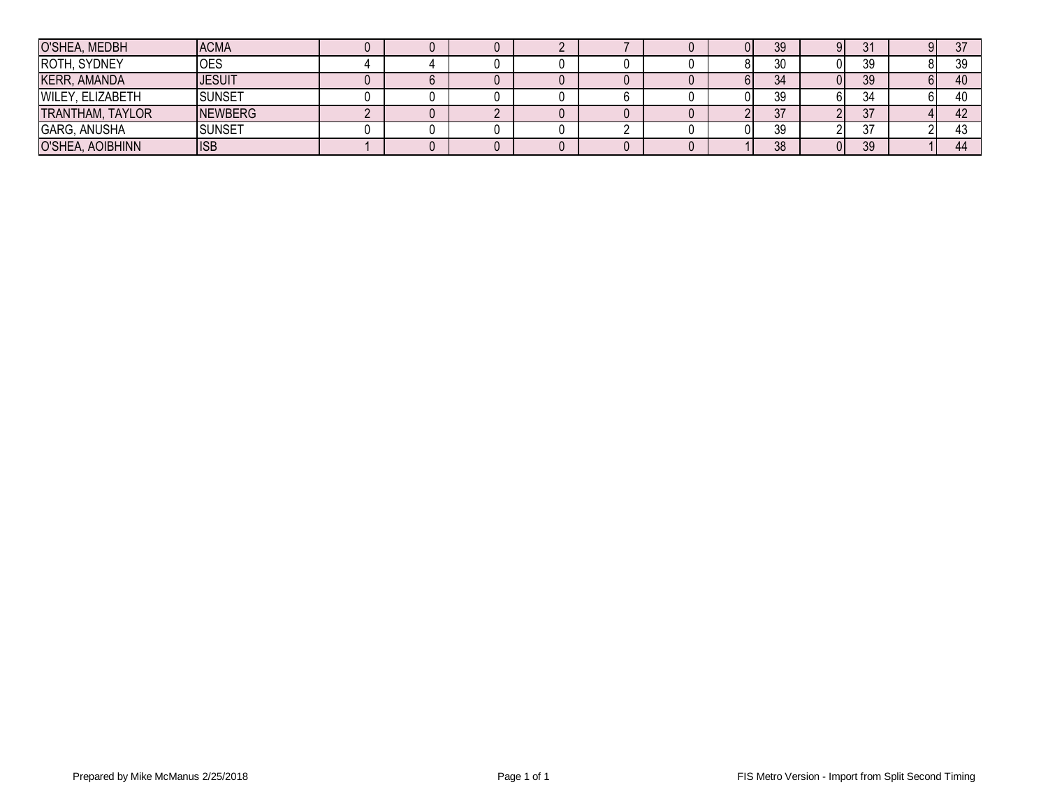| | | | | | | | | | | | | | | |
|---|---|---|---|---|---|---|---|---|---|---|---|---|---|---|
| O'SHEA, MEDBH | ACMA | 0 | 0 | 0 | 2 | 7 | 0 | 0 | 39 | 9 | 31 | 9 | 37 |
| ROTH, SYDNEY | OES | 4 | 4 | 0 | 0 | 0 | 0 | 8 | 30 | 0 | 39 | 8 | 39 |
| KERR, AMANDA | JESUIT | 0 | 6 | 0 | 0 | 0 | 0 | 6 | 34 | 0 | 39 | 6 | 40 |
| WILEY, ELIZABETH | SUNSET | 0 | 0 | 0 | 0 | 6 | 0 | 0 | 39 | 6 | 34 | 6 | 40 |
| TRANTHAM, TAYLOR | NEWBERG | 2 | 0 | 2 | 0 | 0 | 0 | 2 | 37 | 2 | 37 | 4 | 42 |
| GARG, ANUSHA | SUNSET | 0 | 0 | 0 | 0 | 2 | 0 | 0 | 39 | 2 | 37 | 2 | 43 |
| O'SHEA, AOIBHINN | ISB | 1 | 0 | 0 | 0 | 0 | 0 | 1 | 38 | 0 | 39 | 1 | 44 |

Prepared by Mike McManus 2/25/2018

FIS Metro Version - Import from Split Second Timing